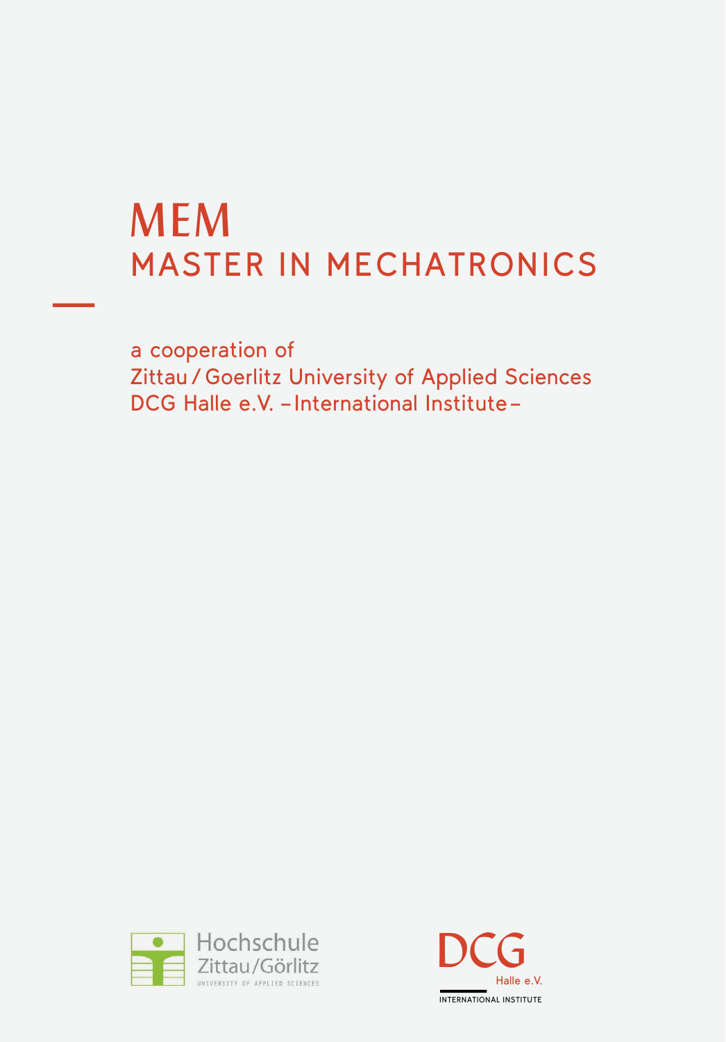# MEM

## MASTER IN MECHATRONICS

a cooperation of
Zittau / Goerlitz University of Applied Sciences
DCG Halle e.V. – International Institute –

Hochschule Zittau/Görlitz
UNIVERSITY OF APPLIED SCIENCES

DCG Halle e.V.
INTERNATIONAL INSTITUTE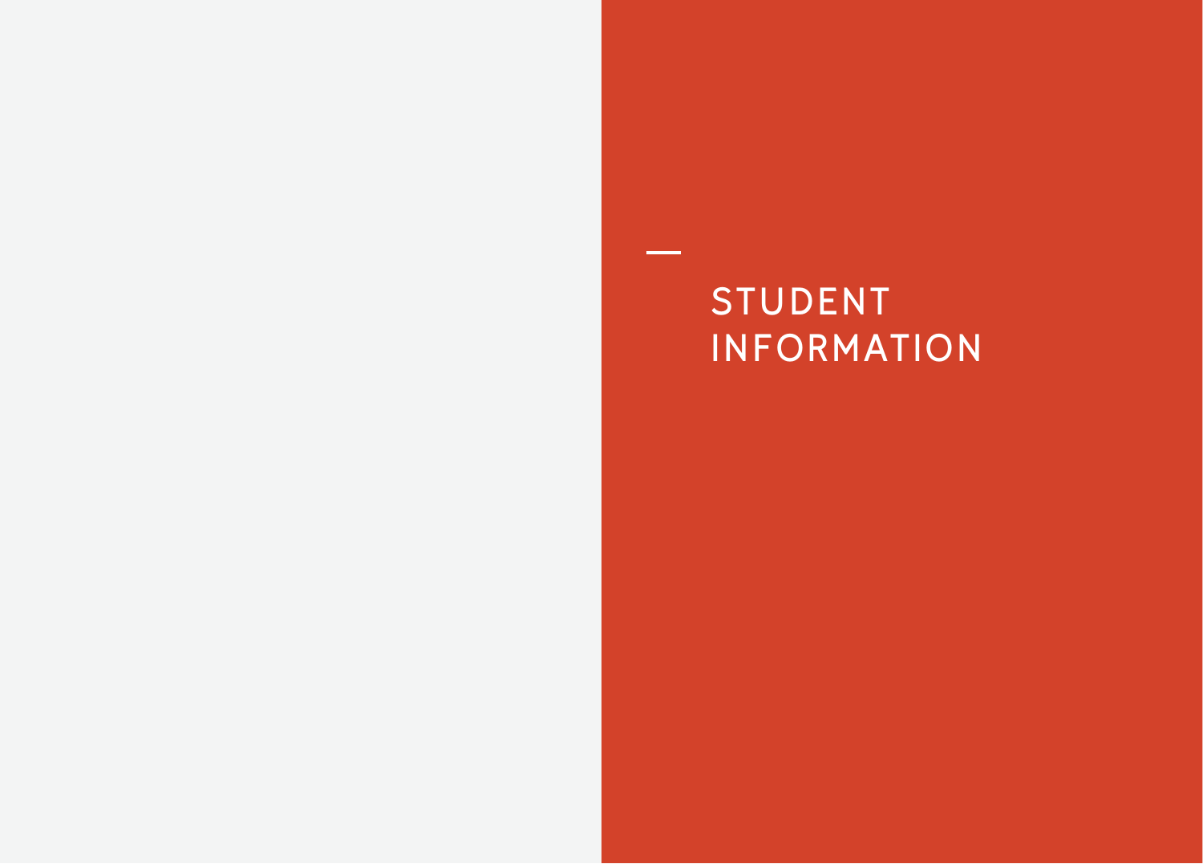# STUDENT INFORMATION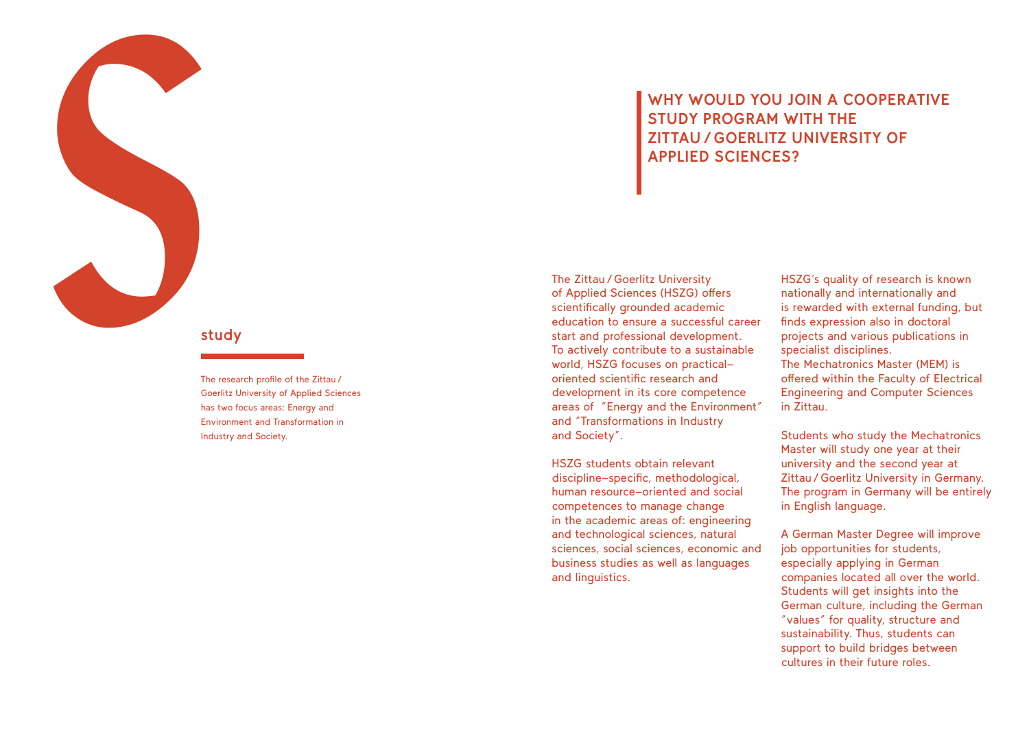## study

The research profile of the Zittau / Goerlitz University of Applied Sciences has two focus areas: Energy and Environment and Transformation in Industry and Society.

# WHY WOULD YOU JOIN A COOPERATIVE STUDY PROGRAM WITH THE ZITTAU / GOERLITZ UNIVERSITY OF APPLIED SCIENCES?

The Zittau / Goerlitz University of Applied Sciences (HSZG) offers scientifically grounded academic education to ensure a successful career start and professional development. To actively contribute to a sustainable world, HSZG focuses on practical–oriented scientific research and development in its core competence areas of "Energy and the Environment" and "Transformations in Industry and Society".

HSZG students obtain relevant discipline–specific, methodological, human resource–oriented and social competences to manage change in the academic areas of: engineering and technological sciences, natural sciences, social sciences, economic and business studies as well as languages and linguistics.

HSZG's quality of research is known nationally and internationally and is rewarded with external funding, but finds expression also in doctoral projects and various publications in specialist disciplines.
The Mechatronics Master (MEM) is offered within the Faculty of Electrical Engineering and Computer Sciences in Zittau.

Students who study the Mechatronics Master will study one year at their university and the second year at Zittau / Goerlitz University in Germany. The program in Germany will be entirely in English language.

A German Master Degree will improve job opportunities for students, especially applying in German companies located all over the world. Students will get insights into the German culture, including the German "values" for quality, structure and sustainability. Thus, students can support to build bridges between cultures in their future roles.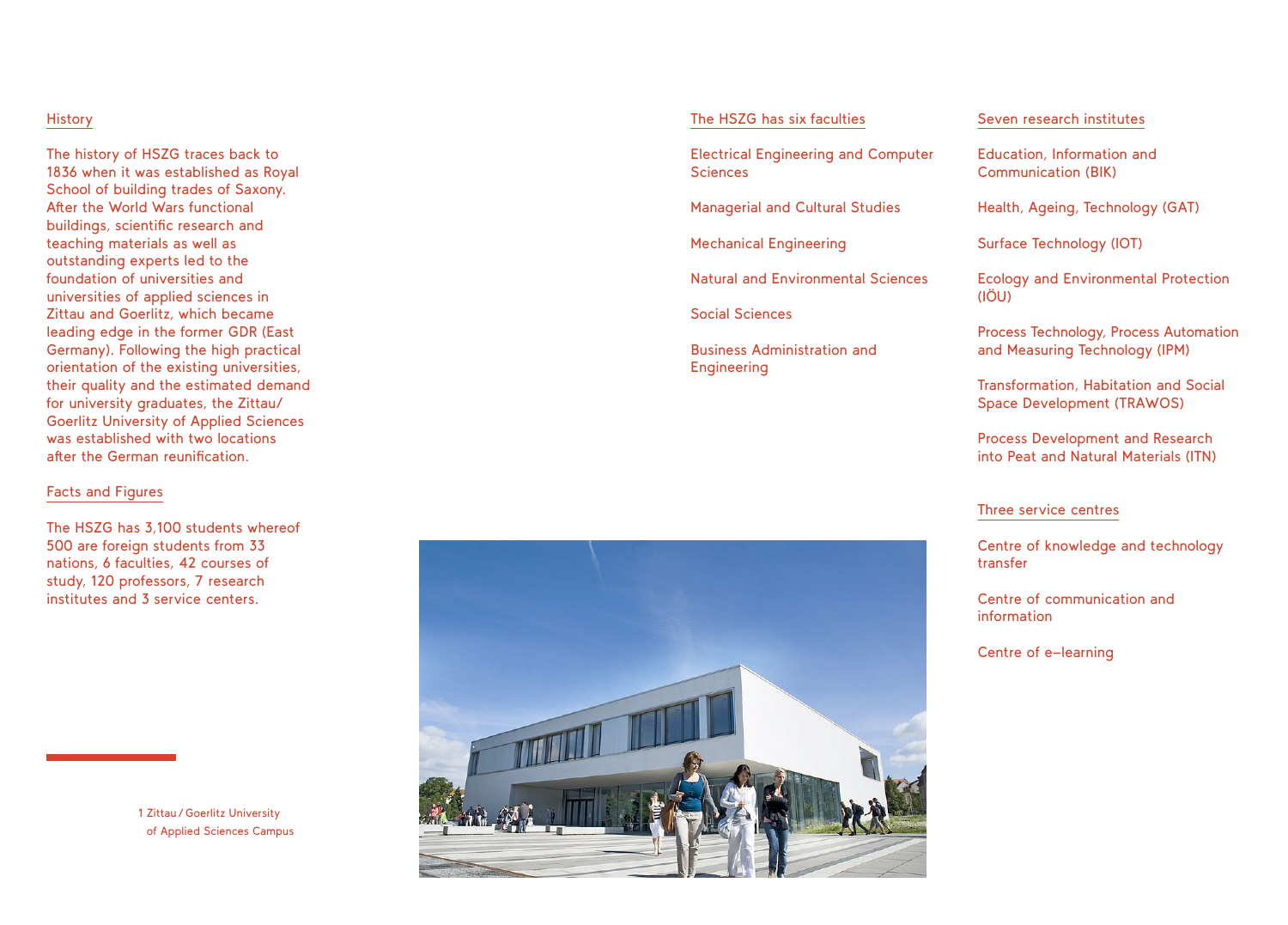## History

The history of HSZG traces back to 1836 when it was established as Royal School of building trades of Saxony. After the World Wars functional buildings, scientific research and teaching materials as well as outstanding experts led to the foundation of universities and universities of applied sciences in Zittau and Goerlitz, which became leading edge in the former GDR (East Germany). Following the high practical orientation of the existing universities, their quality and the estimated demand for university graduates, the Zittau/Goerlitz University of Applied Sciences was established with two locations after the German reunification.

## Facts and Figures

The HSZG has 3,100 students whereof 500 are foreign students from 33 nations, 6 faculties, 42 courses of study, 120 professors, 7 research institutes and 3 service centers.

1 Zittau / Goerlitz University of Applied Sciences Campus

## The HSZG has six faculties

Electrical Engineering and Computer Sciences

Managerial and Cultural Studies

Mechanical Engineering

Natural and Environmental Sciences

Social Sciences

Business Administration and Engineering

## Seven research institutes

Education, Information and Communication (BIK)

Health, Ageing, Technology (GAT)

Surface Technology (IOT)

Ecology and Environmental Protection (IÖU)

Process Technology, Process Automation and Measuring Technology (IPM)

Transformation, Habitation and Social Space Development (TRAWOS)

Process Development and Research into Peat and Natural Materials (ITN)

## Three service centres

Centre of knowledge and technology transfer

Centre of communication and information

Centre of e–learning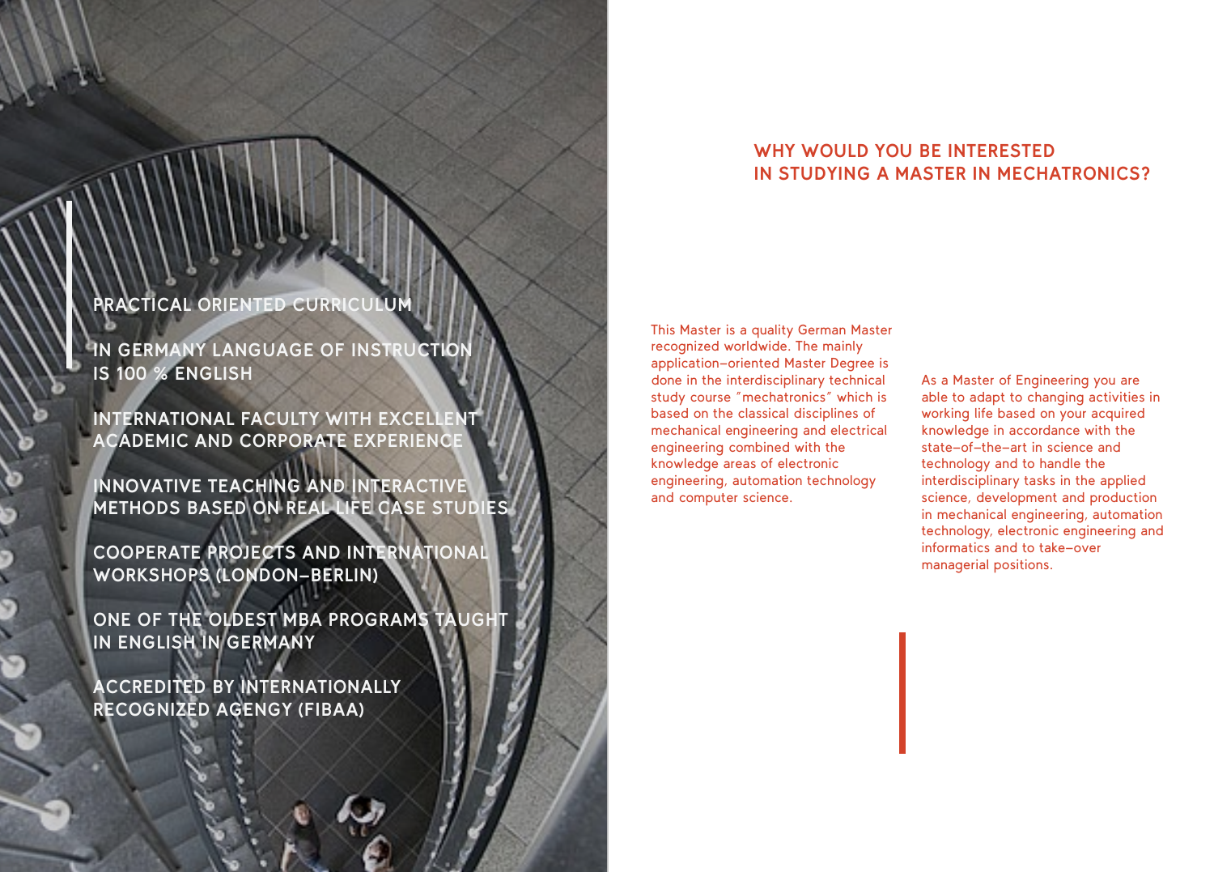PRACTICAL ORIENTED CURRICULUM

IN GERMANY LANGUAGE OF INSTRUCTION IS 100 % ENGLISH

INTERNATIONAL FACULTY WITH EXCELLENT ACADEMIC AND CORPORATE EXPERIENCE

INNOVATIVE TEACHING AND INTERACTIVE METHODS BASED ON REAL LIFE CASE STUDIES

COOPERATE PROJECTS AND INTERNATIONAL WORKSHOPS (LONDON–BERLIN)

ONE OF THE OLDEST MBA PROGRAMS TAUGHT IN ENGLISH IN GERMANY

ACCREDITED BY INTERNATIONALLY RECOGNIZED AGENGY (FIBAA)

## WHY WOULD YOU BE INTERESTED IN STUDYING A MASTER IN MECHATRONICS?

This Master is a quality German Master recognized worldwide. The mainly application–oriented Master Degree is done in the interdisciplinary technical study course "mechatronics" which is based on the classical disciplines of mechanical engineering and electrical engineering combined with the knowledge areas of electronic engineering, automation technology and computer science.

As a Master of Engineering you are able to adapt to changing activities in working life based on your acquired knowledge in accordance with the state–of–the–art in science and technology and to handle the interdisciplinary tasks in the applied science, development and production in mechanical engineering, automation technology, electronic engineering and informatics and to take–over managerial positions.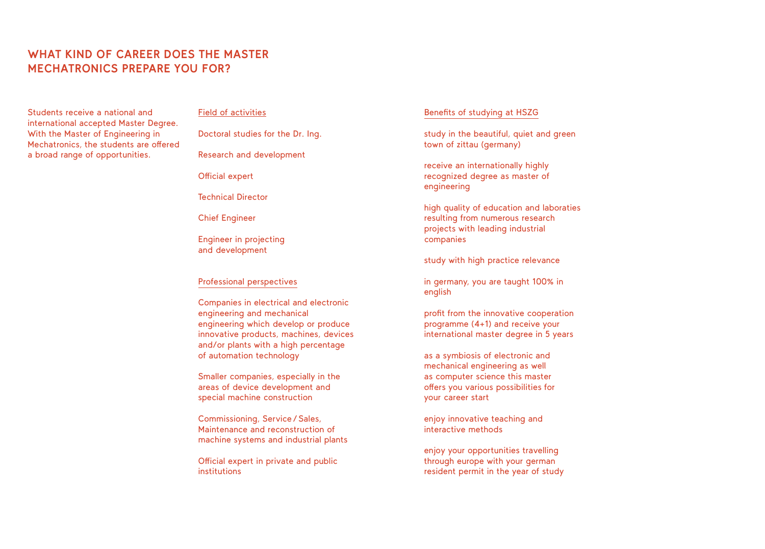## WHAT KIND OF CAREER DOES THE MASTER MECHATRONICS PREPARE YOU FOR?

Students receive a national and international accepted Master Degree. With the Master of Engineering in Mechatronics, the students are offered a broad range of opportunities.

### Field of activities

Doctoral studies for the Dr. Ing.

Research and development

Official expert

Technical Director

Chief Engineer

Engineer in projecting and development

### Professional perspectives

Companies in electrical and electronic engineering and mechanical engineering which develop or produce innovative products, machines, devices and/or plants with a high percentage of automation technology

Smaller companies, especially in the areas of device development and special machine construction

Commissioning, Service / Sales, Maintenance and reconstruction of machine systems and industrial plants

Official expert in private and public institutions

### Benefits of studying at HSZG

study in the beautiful, quiet and green town of zittau (germany)

receive an internationally highly recognized degree as master of engineering

high quality of education and laboraties resulting from numerous research projects with leading industrial companies

study with high practice relevance

in germany, you are taught 100% in english

profit from the innovative cooperation programme (4+1) and receive your international master degree in 5 years

as a symbiosis of electronic and mechanical engineering as well as computer science this master offers you various possibilities for your career start

enjoy innovative teaching and interactive methods

enjoy your opportunities travelling through europe with your german resident permit in the year of study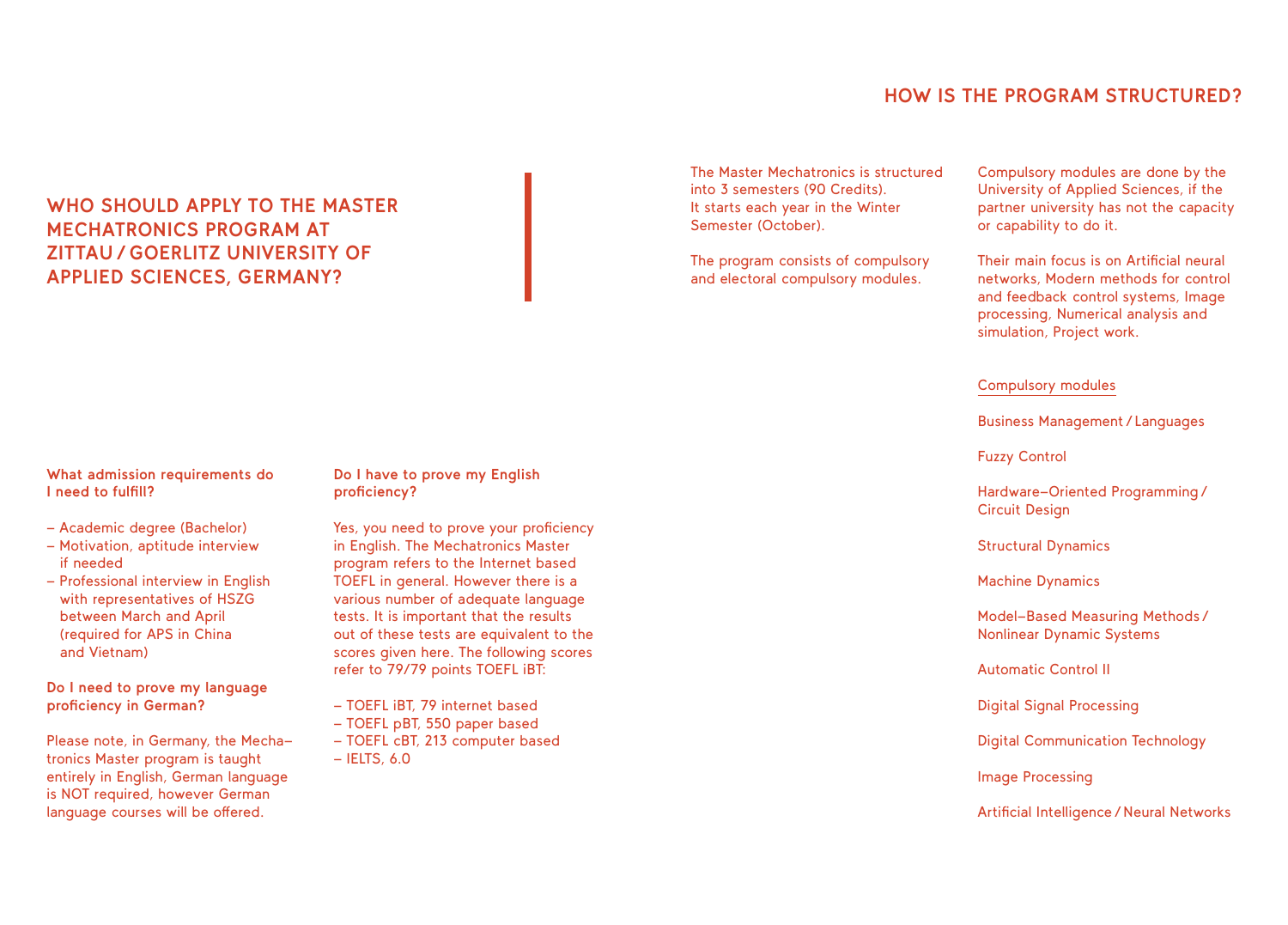## WHO SHOULD APPLY TO THE MASTER MECHATRONICS PROGRAM AT ZITTAU / GOERLITZ UNIVERSITY OF APPLIED SCIENCES, GERMANY?

**What admission requirements do I need to fulfill?**

- Academic degree (Bachelor)
- Motivation, aptitude interview if needed
- Professional interview in English with representatives of HSZG between March and April (required for APS in China and Vietnam)

**Do I need to prove my language proficiency in German?**

Please note, in Germany, the Mechatronics Master program is taught entirely in English, German language is NOT required, however German language courses will be offered.

**Do I have to prove my English proficiency?**

Yes, you need to prove your proficiency in English. The Mechatronics Master program refers to the Internet based TOEFL in general. However there is a various number of adequate language tests. It is important that the results out of these tests are equivalent to the scores given here. The following scores refer to 79/79 points TOEFL iBT:

- TOEFL iBT, 79 internet based
- TOEFL pBT, 550 paper based
- TOEFL cBT, 213 computer based
- IELTS, 6.0

## HOW IS THE PROGRAM STRUCTURED?

The Master Mechatronics is structured into 3 semesters (90 Credits). It starts each year in the Winter Semester (October).

The program consists of compulsory and electoral compulsory modules.

Compulsory modules are done by the University of Applied Sciences, if the partner university has not the capacity or capability to do it.

Their main focus is on Artificial neural networks, Modern methods for control and feedback control systems, Image processing, Numerical analysis and simulation, Project work.

### Compulsory modules

Business Management / Languages

Fuzzy Control

Hardware–Oriented Programming / Circuit Design

Structural Dynamics

Machine Dynamics

Model–Based Measuring Methods / Nonlinear Dynamic Systems

Automatic Control II

Digital Signal Processing

Digital Communication Technology

Image Processing

Artificial Intelligence / Neural Networks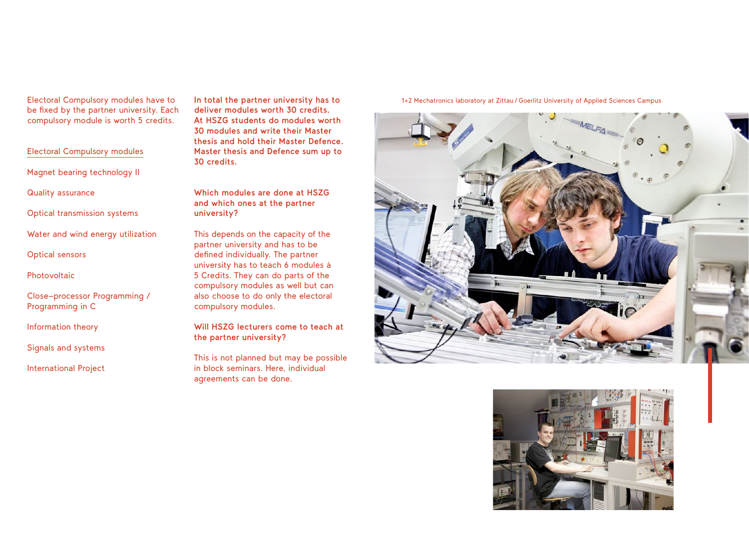Electoral Compulsory modules have to be fixed by the partner university. Each compulsory module is worth 5 credits.

## Electoral Compulsory modules

Magnet bearing technology II

Quality assurance

Optical transmission systems

Water and wind energy utilization

Optical sensors

Photovoltaic

Close–processor Programming / Programming in C

Information theory

Signals and systems

International Project

**In total the partner university has to deliver modules worth 30 credits. At HSZG students do modules worth 30 modules and write their Master thesis and hold their Master Defence. Master thesis and Defence sum up to 30 credits.**

**Which modules are done at HSZG and which ones at the partner university?**

This depends on the capacity of the partner university and has to be defined individually. The partner university has to teach 6 modules à 5 Credits. They can do parts of the compulsory modules as well but can also choose to do only the electoral compulsory modules.

**Will HSZG lecturers come to teach at the partner university?**

This is not planned but may be possible in block seminars. Here, individual agreements can be done.

1+2 Mechatronics laboratory at Zittau / Goerlitz University of Applied Sciences Campus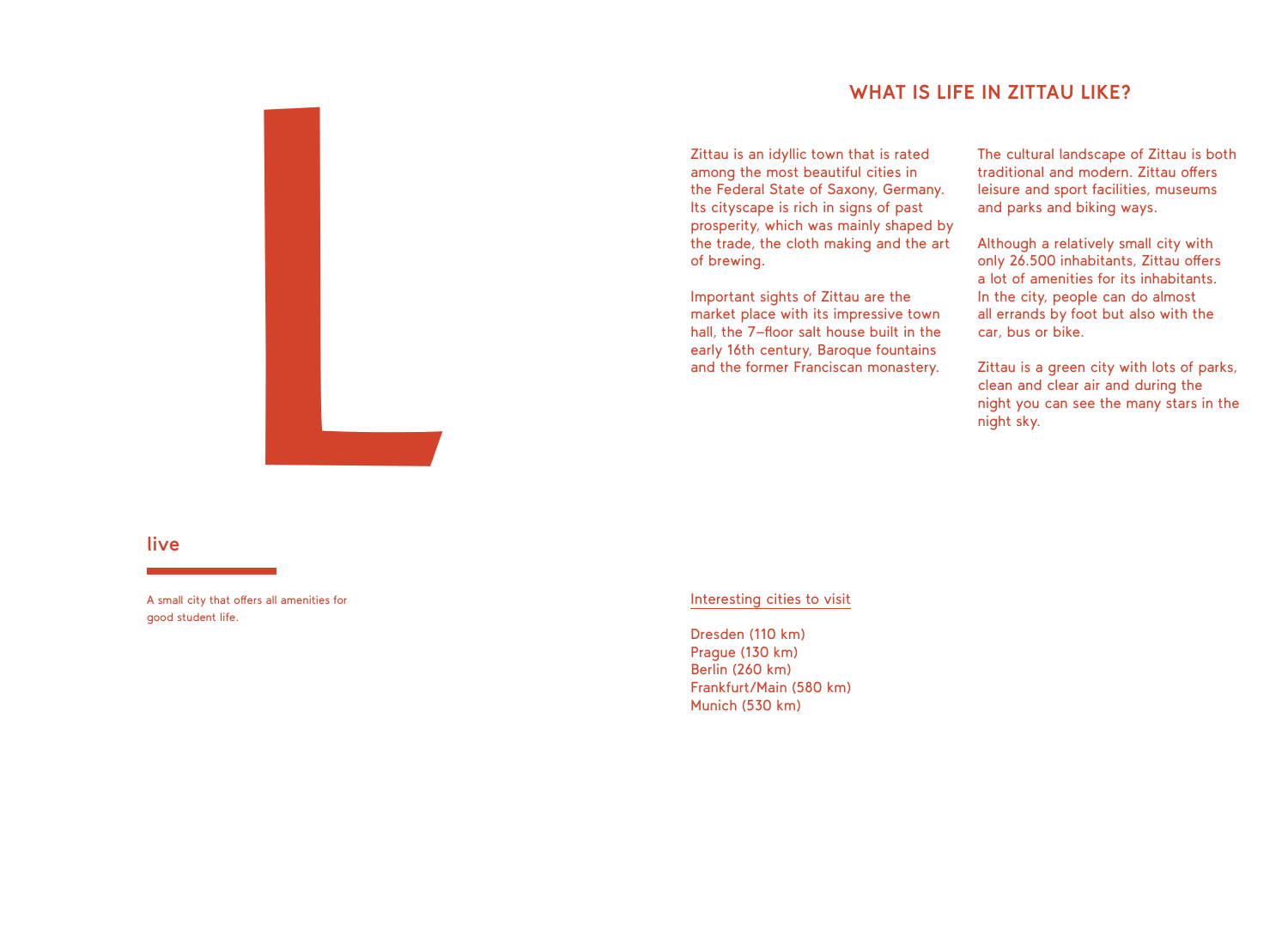L

## live

A small city that offers all amenities for good student life.

## WHAT IS LIFE IN ZITTAU LIKE?

Zittau is an idyllic town that is rated among the most beautiful cities in the Federal State of Saxony, Germany. Its cityscape is rich in signs of past prosperity, which was mainly shaped by the trade, the cloth making and the art of brewing.

Important sights of Zittau are the market place with its impressive town hall, the 7–floor salt house built in the early 16th century, Baroque fountains and the former Franciscan monastery.

The cultural landscape of Zittau is both traditional and modern. Zittau offers leisure and sport facilities, museums and parks and biking ways.

Although a relatively small city with only 26.500 inhabitants, Zittau offers a lot of amenities for its inhabitants. In the city, people can do almost all errands by foot but also with the car, bus or bike.

Zittau is a green city with lots of parks, clean and clear air and during the night you can see the many stars in the night sky.

### Interesting cities to visit

Dresden (110 km)
Prague (130 km)
Berlin (260 km)
Frankfurt/Main (580 km)
Munich (530 km)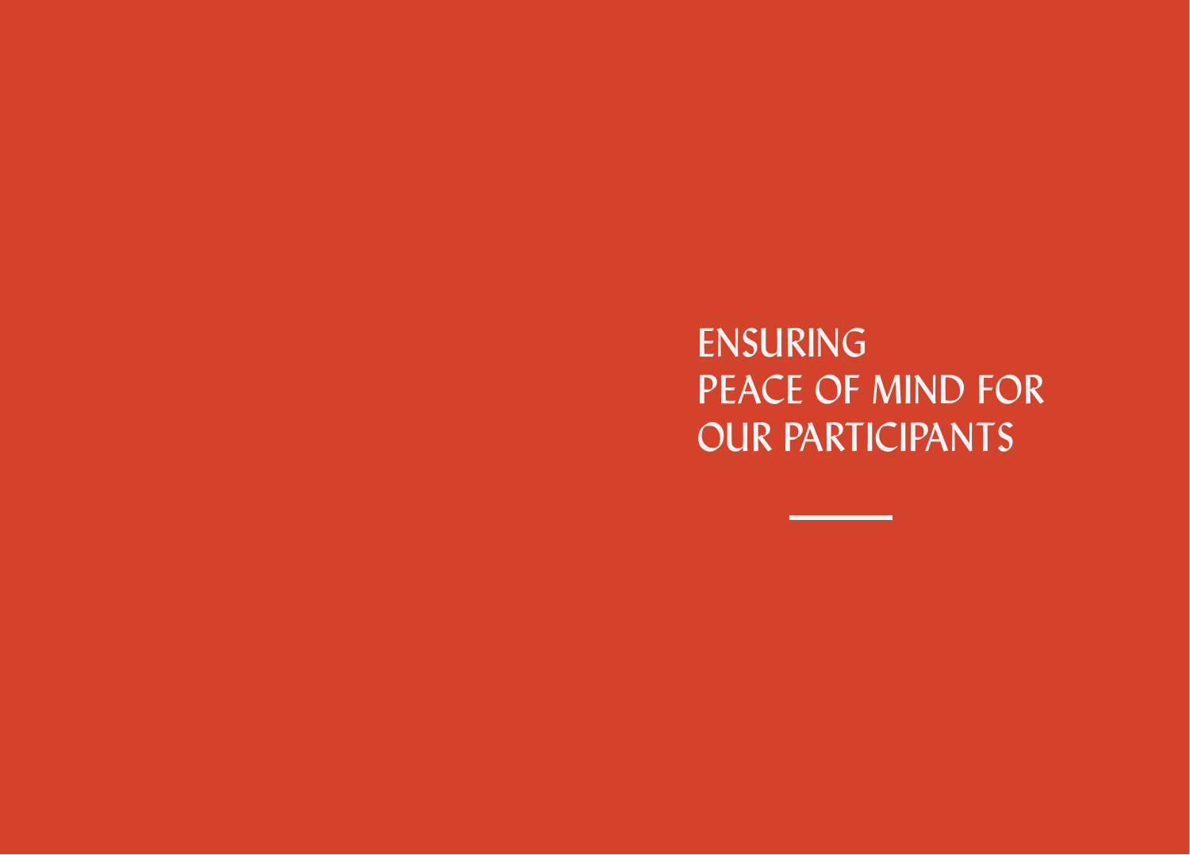# ENSURING PEACE OF MIND FOR OUR PARTICIPANTS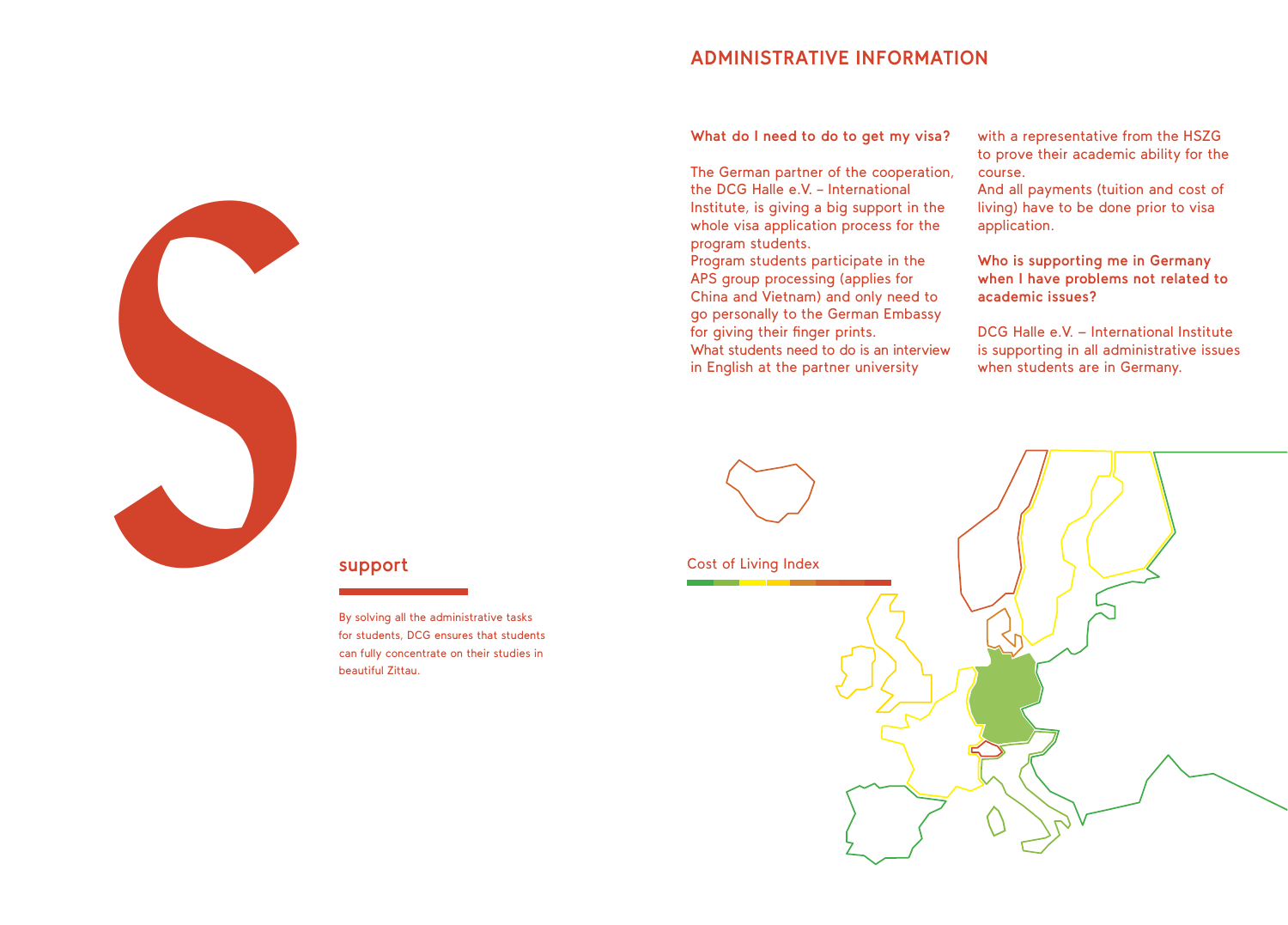## ADMINISTRATIVE INFORMATION

**What do I need to do to get my visa?**

The German partner of the cooperation, the DCG Halle e.V. – International Institute, is giving a big support in the whole visa application process for the program students.
Program students participate in the APS group processing (applies for China and Vietnam) and only need to go personally to the German Embassy for giving their finger prints.
What students need to do is an interview in English at the partner university with a representative from the HSZG to prove their academic ability for the course.
And all payments (tuition and cost of living) have to be done prior to visa application.

**Who is supporting me in Germany when I have problems not related to academic issues?**

DCG Halle e.V. – International Institute is supporting in all administrative issues when students are in Germany.

S

## support

By solving all the administrative tasks for students, DCG ensures that students can fully concentrate on their studies in beautiful Zittau.

Cost of Living Index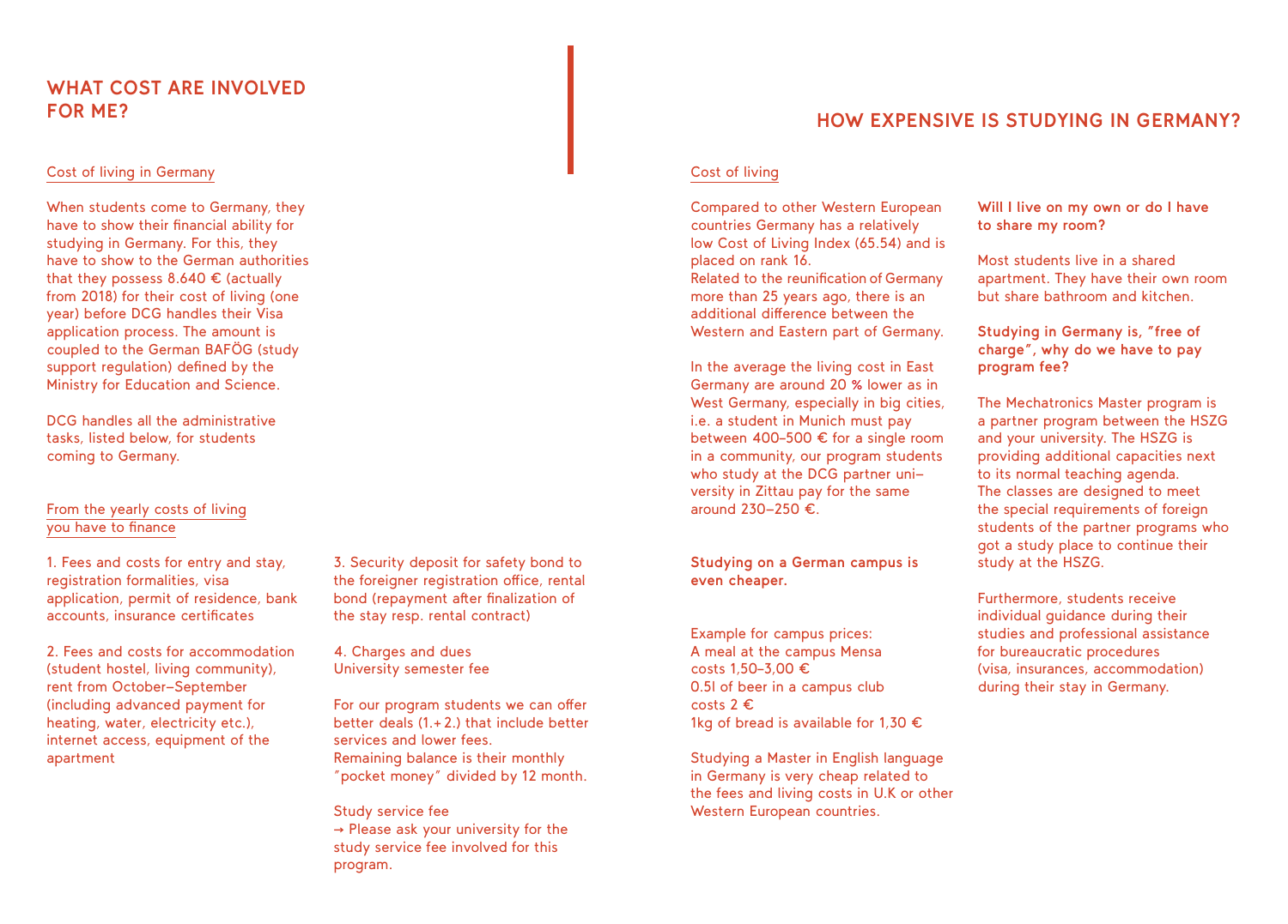## WHAT COST ARE INVOLVED FOR ME?

Cost of living in Germany

When students come to Germany, they have to show their financial ability for studying in Germany. For this, they have to show to the German authorities that they possess 8.640 € (actually from 2018) for their cost of living (one year) before DCG handles their Visa application process. The amount is coupled to the German BAFÖG (study support regulation) defined by the Ministry for Education and Science.

DCG handles all the administrative tasks, listed below, for students coming to Germany.

From the yearly costs of living you have to finance

1. Fees and costs for entry and stay, registration formalities, visa application, permit of residence, bank accounts, insurance certificates

2. Fees and costs for accommodation (student hostel, living community), rent from October–September (including advanced payment for heating, water, electricity etc.), internet access, equipment of the apartment

3. Security deposit for safety bond to the foreigner registration office, rental bond (repayment after finalization of the stay resp. rental contract)

4. Charges and dues
University semester fee

For our program students we can offer better deals (1.+ 2.) that include better services and lower fees.
Remaining balance is their monthly "pocket money" divided by 12 month.

Study service fee
→ Please ask your university for the study service fee involved for this program.

## HOW EXPENSIVE IS STUDYING IN GERMANY?

Cost of living

Compared to other Western European countries Germany has a relatively low Cost of Living Index (65.54) and is placed on rank 16.
Related to the reunification of Germany more than 25 years ago, there is an additional difference between the Western and Eastern part of Germany.

In the average the living cost in East Germany are around 20 % lower as in West Germany, especially in big cities, i.e. a student in Munich must pay between 400–500 € for a single room in a community, our program students who study at the DCG partner university in Zittau pay for the same around 230–250 €.

**Studying on a German campus is even cheaper.**

Example for campus prices:
A meal at the campus Mensa costs 1,50–3,00 €
0.5l of beer in a campus club costs 2 €
1kg of bread is available for 1,30 €

Studying a Master in English language in Germany is very cheap related to the fees and living costs in U.K or other Western European countries.

**Will I live on my own or do I have to share my room?**

Most students live in a shared apartment. They have their own room but share bathroom and kitchen.

**Studying in Germany is, "free of charge", why do we have to pay program fee?**

The Mechatronics Master program is a partner program between the HSZG and your university. The HSZG is providing additional capacities next to its normal teaching agenda.
The classes are designed to meet the special requirements of foreign students of the partner programs who got a study place to continue their study at the HSZG.

Furthermore, students receive individual guidance during their studies and professional assistance for bureaucratic procedures (visa, insurances, accommodation) during their stay in Germany.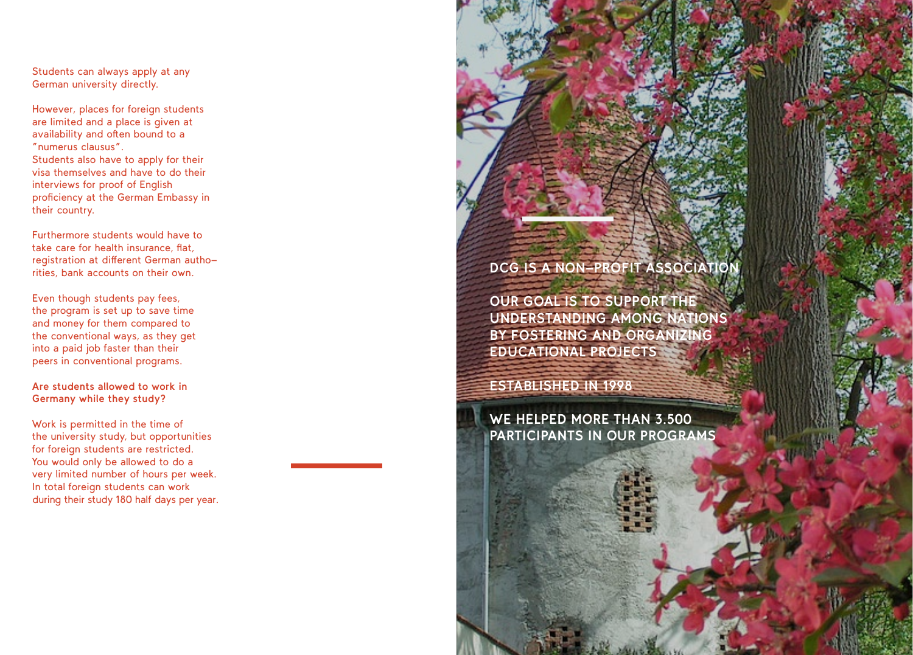Students can always apply at any German university directly.

However, places for foreign students are limited and a place is given at availability and often bound to a "numerus clausus".
Students also have to apply for their visa themselves and have to do their interviews for proof of English proficiency at the German Embassy in their country.

Furthermore students would have to take care for health insurance, flat, registration at different German authorities, bank accounts on their own.

Even though students pay fees, the program is set up to save time and money for them compared to the conventional ways, as they get into a paid job faster than their peers in conventional programs.

**Are students allowed to work in Germany while they study?**

Work is permitted in the time of the university study, but opportunities for foreign students are restricted. You would only be allowed to do a very limited number of hours per week. In total foreign students can work during their study 180 half days per year.

**DCG IS A NON-PROFIT ASSOCIATION**

**OUR GOAL IS TO SUPPORT THE UNDERSTANDING AMONG NATIONS BY FOSTERING AND ORGANIZING EDUCATIONAL PROJECTS**

**ESTABLISHED IN 1998**

**WE HELPED MORE THAN 3.500 PARTICIPANTS IN OUR PROGRAMS**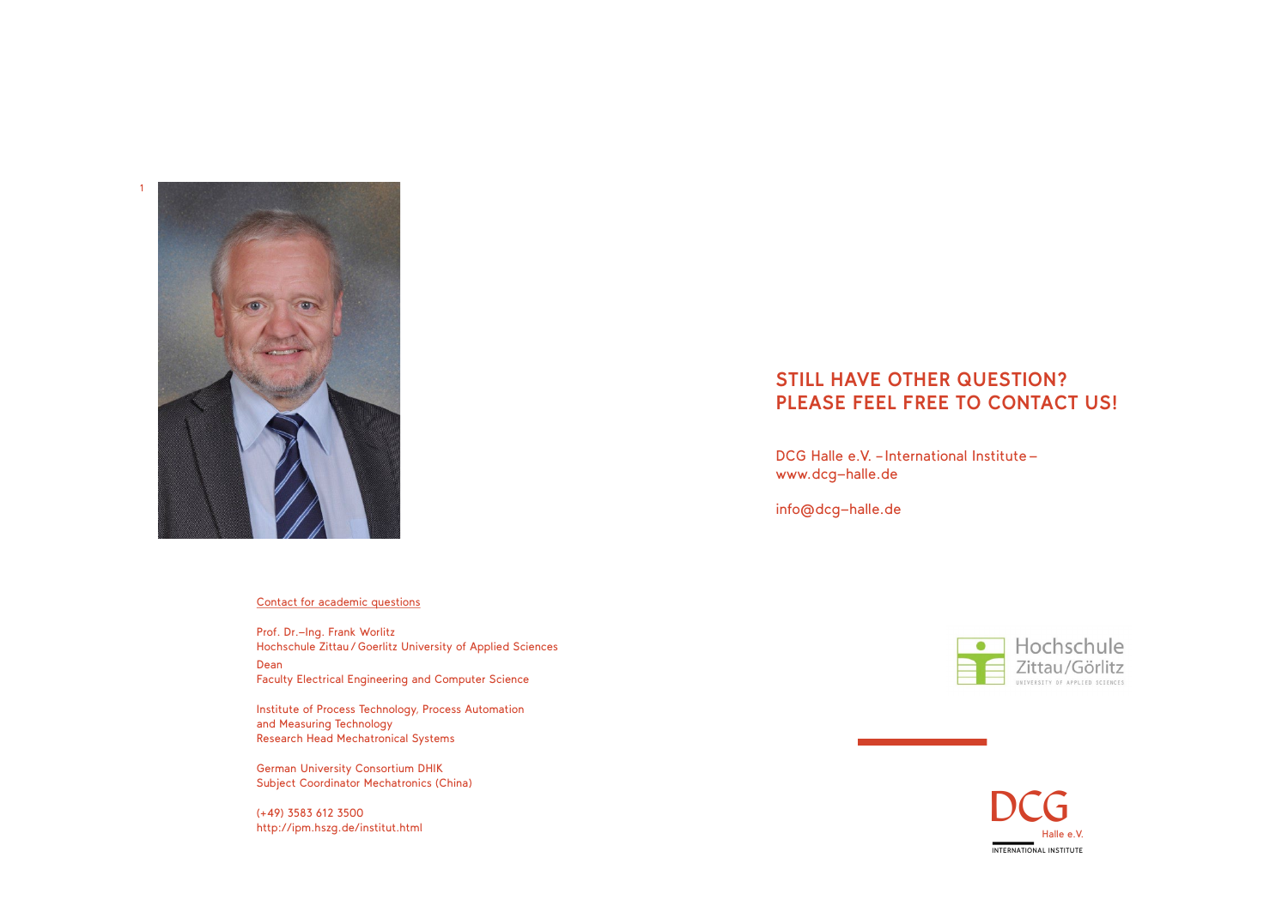Contact for academic questions

Prof. Dr.-Ing. Frank Worlitz
Hochschule Zittau / Goerlitz University of Applied Sciences
Dean
Faculty Electrical Engineering and Computer Science

Institute of Process Technology, Process Automation
and Measuring Technology
Research Head Mechatronical Systems

German University Consortium DHIK
Subject Coordinator Mechatronics (China)

(+49) 3583 612 3500
http://ipm.hszg.de/institut.html

## STILL HAVE OTHER QUESTION? PLEASE FEEL FREE TO CONTACT US!

DCG Halle e.V. – International Institute –
www.dcg-halle.de

info@dcg-halle.de

Hochschule Zittau/Görlitz
UNIVERSITY OF APPLIED SCIENCES

DCG Halle e.V.
INTERNATIONAL INSTITUTE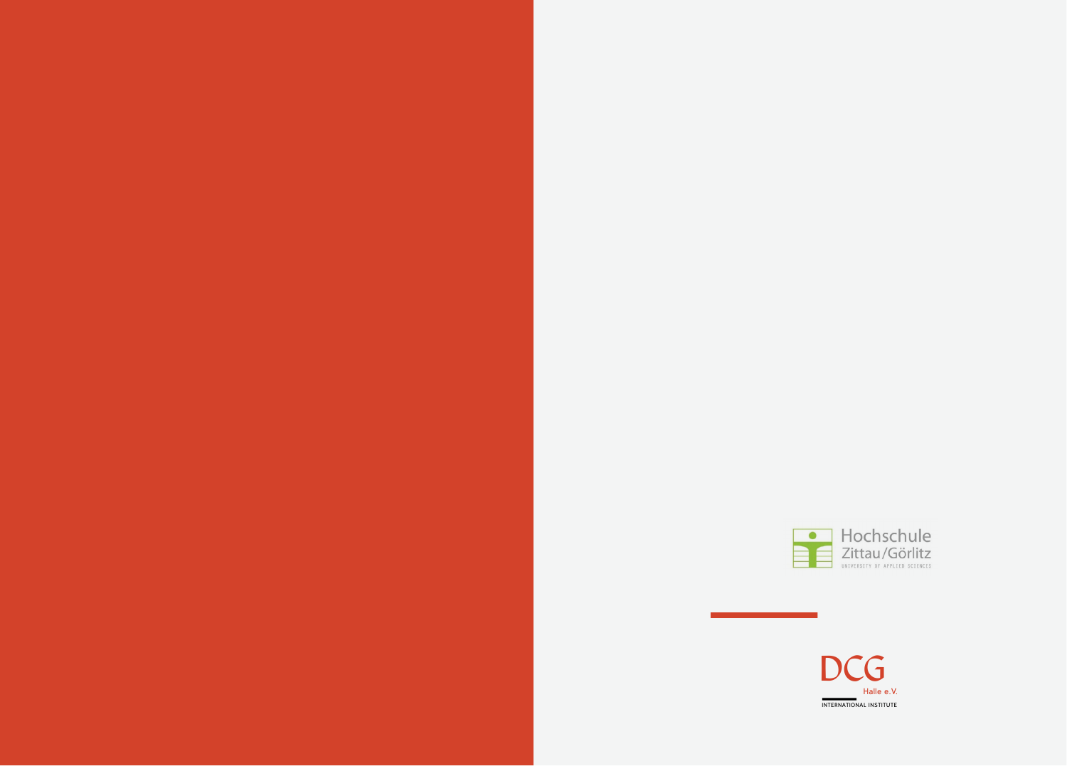Hochschule Zittau/Görlitz

UNIVERSITY OF APPLIED SCIENCES

DCG

Halle e.V.

INTERNATIONAL INSTITUTE